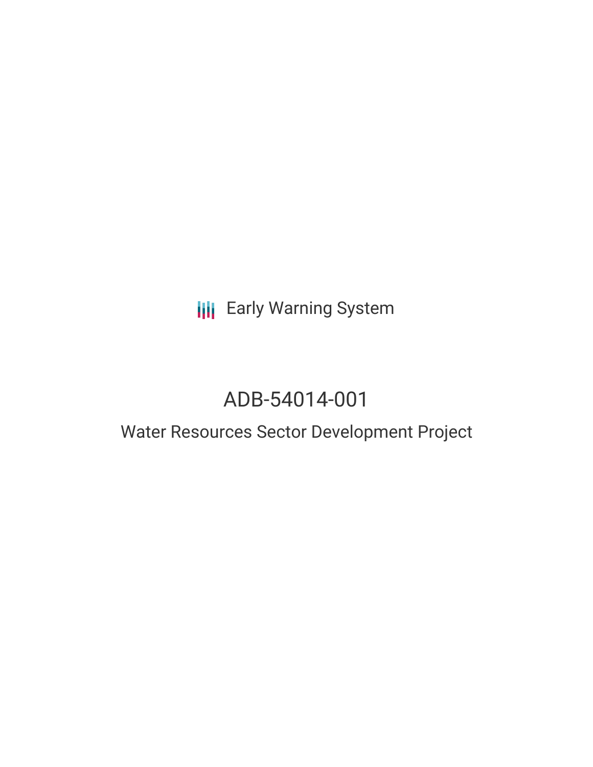Early Warning System

# ADB-54014-001

## Water Resources Sector Development Project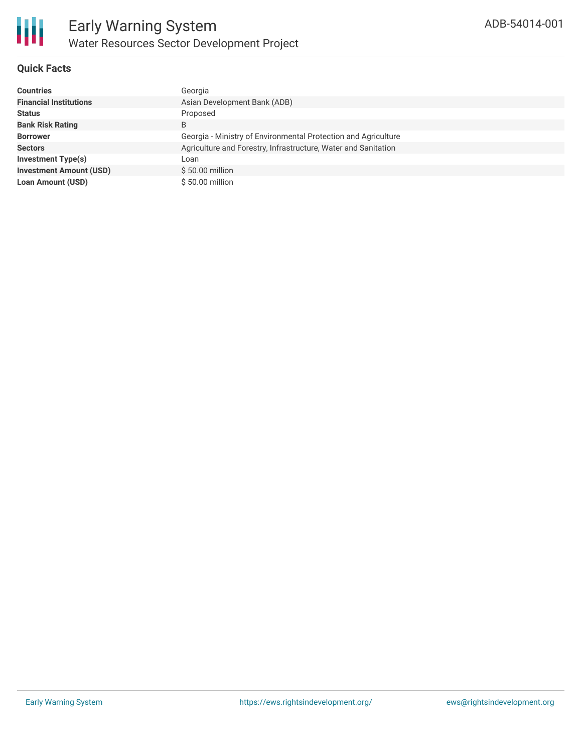## Quick Facts

| | |
|---|---|
| **Countries** | Georgia |
| **Financial Institutions** | Asian Development Bank (ADB) |
| **Status** | Proposed |
| **Bank Risk Rating** | B |
| **Borrower** | Georgia - Ministry of Environmental Protection and Agriculture |
| **Sectors** | Agriculture and Forestry, Infrastructure, Water and Sanitation |
| **Investment Type(s)** | Loan |
| **Investment Amount (USD)** | $ 50.00 million |
| **Loan Amount (USD)** | $ 50.00 million |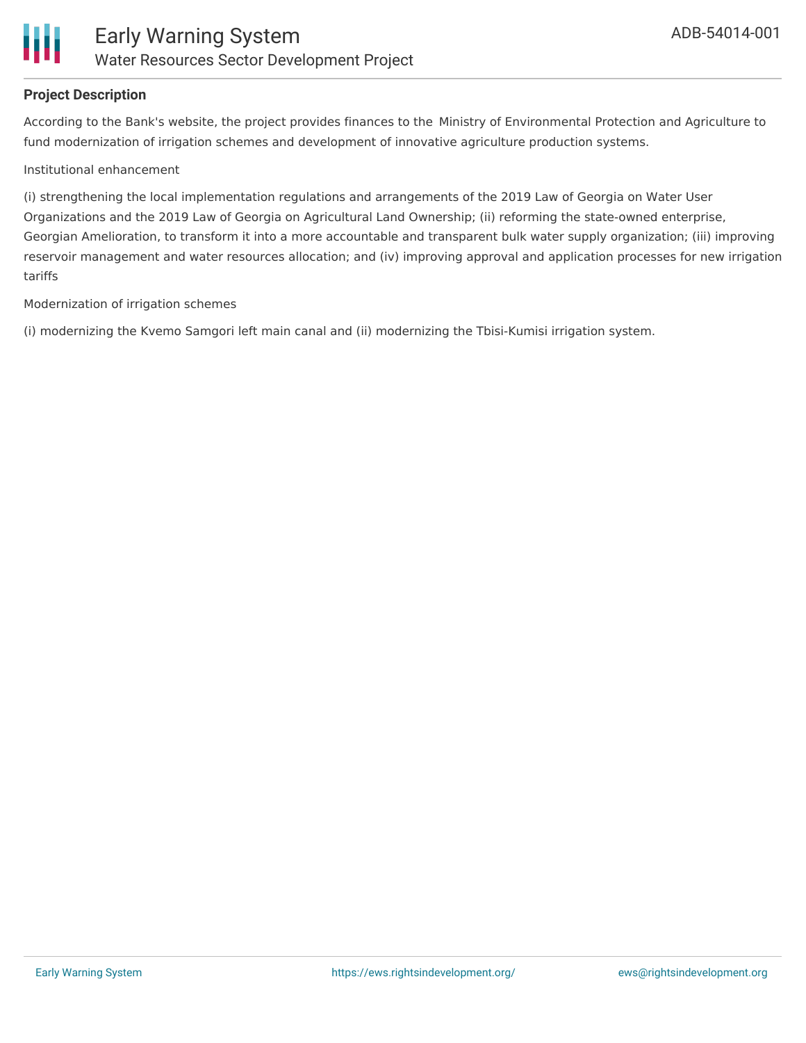**Project Description**

According to the Bank's website, the project provides finances to the Ministry of Environmental Protection and Agriculture to fund modernization of irrigation schemes and development of innovative agriculture production systems.

Institutional enhancement

(i) strengthening the local implementation regulations and arrangements of the 2019 Law of Georgia on Water User Organizations and the 2019 Law of Georgia on Agricultural Land Ownership; (ii) reforming the state-owned enterprise, Georgian Amelioration, to transform it into a more accountable and transparent bulk water supply organization; (iii) improving reservoir management and water resources allocation; and (iv) improving approval and application processes for new irrigation tariffs

Modernization of irrigation schemes

(i) modernizing the Kvemo Samgori left main canal and (ii) modernizing the Tbisi-Kumisi irrigation system.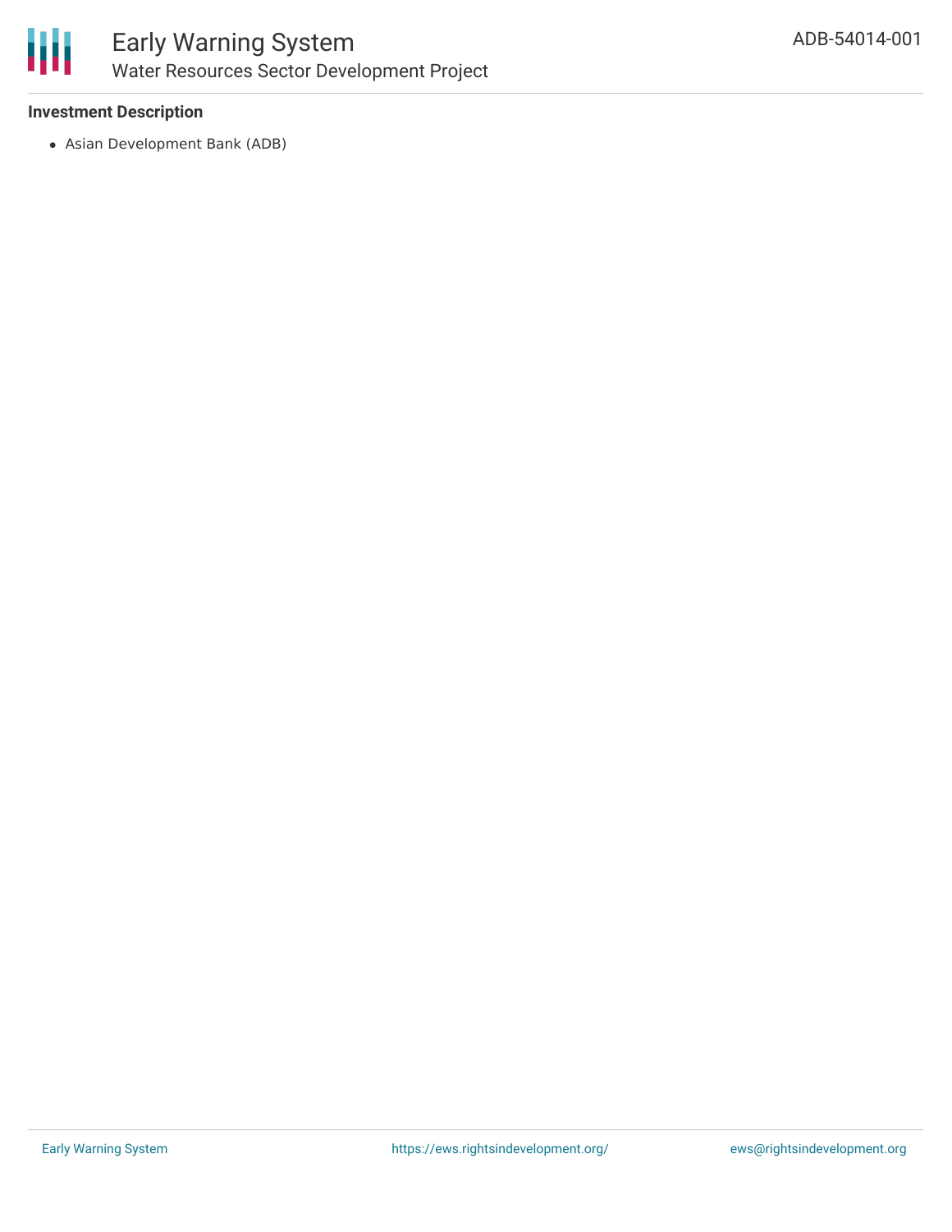### Investment Description

- Asian Development Bank (ADB)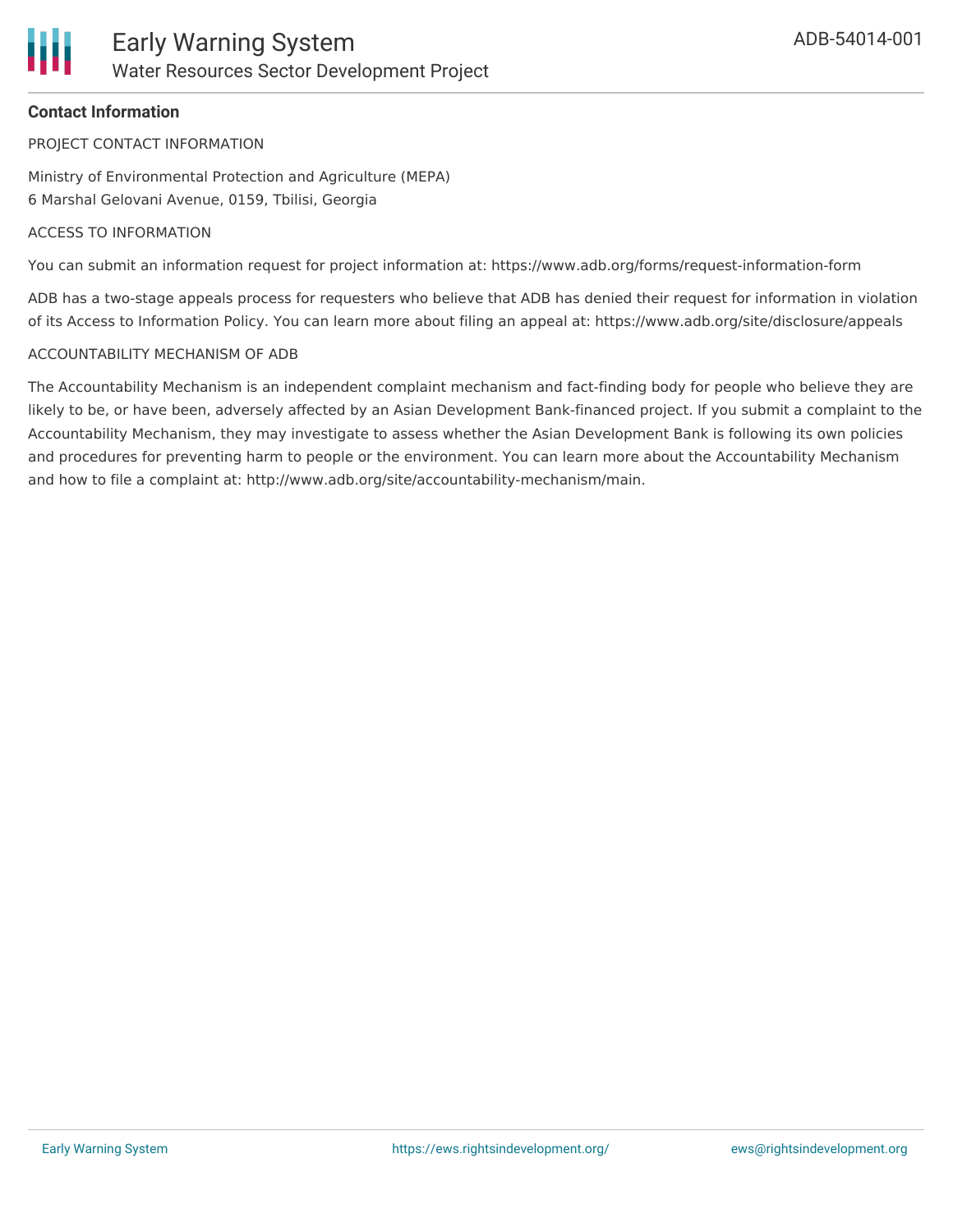**Contact Information**

PROJECT CONTACT INFORMATION

Ministry of Environmental Protection and Agriculture (MEPA)
6 Marshal Gelovani Avenue, 0159, Tbilisi, Georgia

ACCESS TO INFORMATION

You can submit an information request for project information at: https://www.adb.org/forms/request-information-form

ADB has a two-stage appeals process for requesters who believe that ADB has denied their request for information in violation of its Access to Information Policy. You can learn more about filing an appeal at: https://www.adb.org/site/disclosure/appeals

ACCOUNTABILITY MECHANISM OF ADB

The Accountability Mechanism is an independent complaint mechanism and fact-finding body for people who believe they are likely to be, or have been, adversely affected by an Asian Development Bank-financed project. If you submit a complaint to the Accountability Mechanism, they may investigate to assess whether the Asian Development Bank is following its own policies and procedures for preventing harm to people or the environment. You can learn more about the Accountability Mechanism and how to file a complaint at: http://www.adb.org/site/accountability-mechanism/main.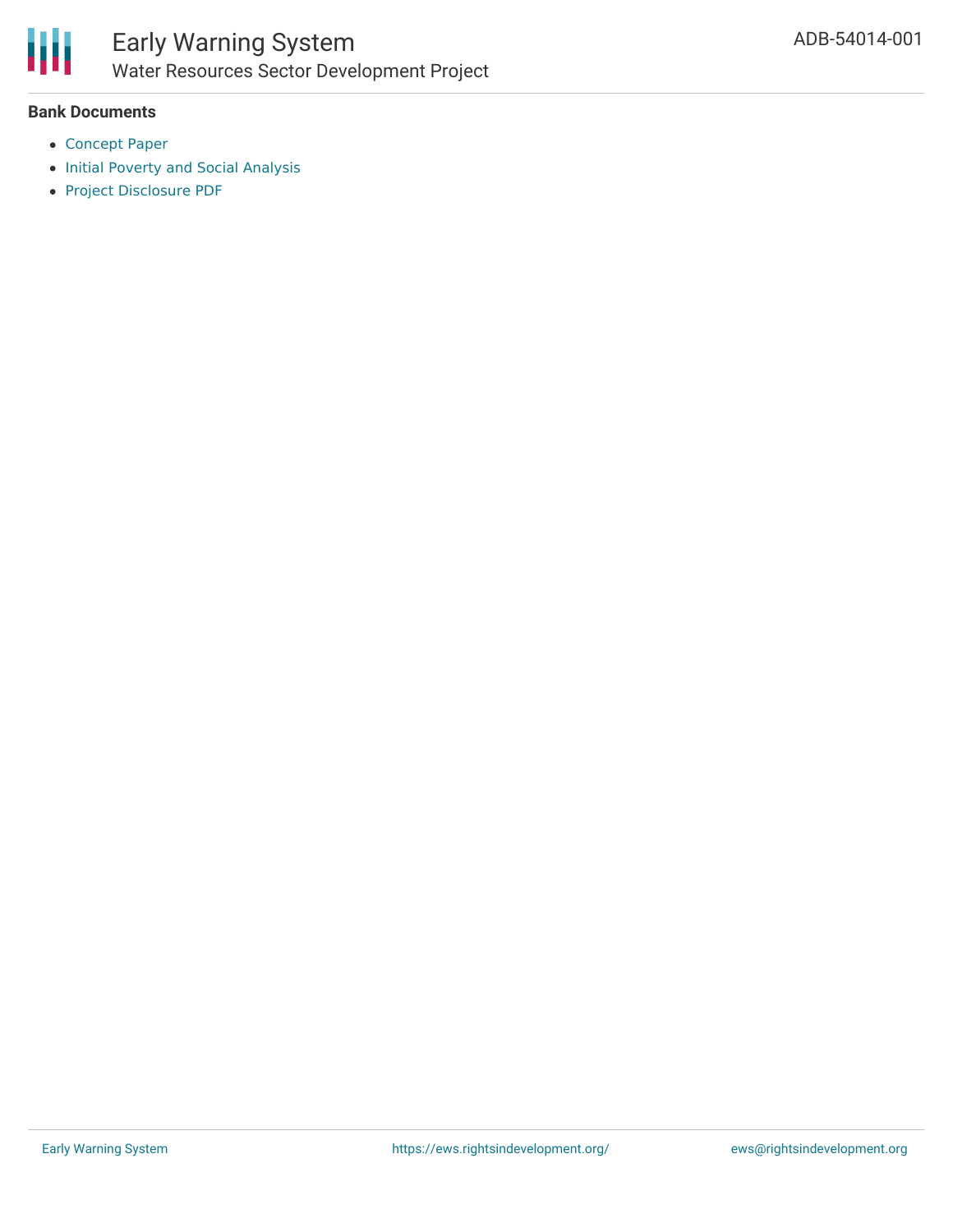**Bank Documents**

- Concept Paper
- Initial Poverty and Social Analysis
- Project Disclosure PDF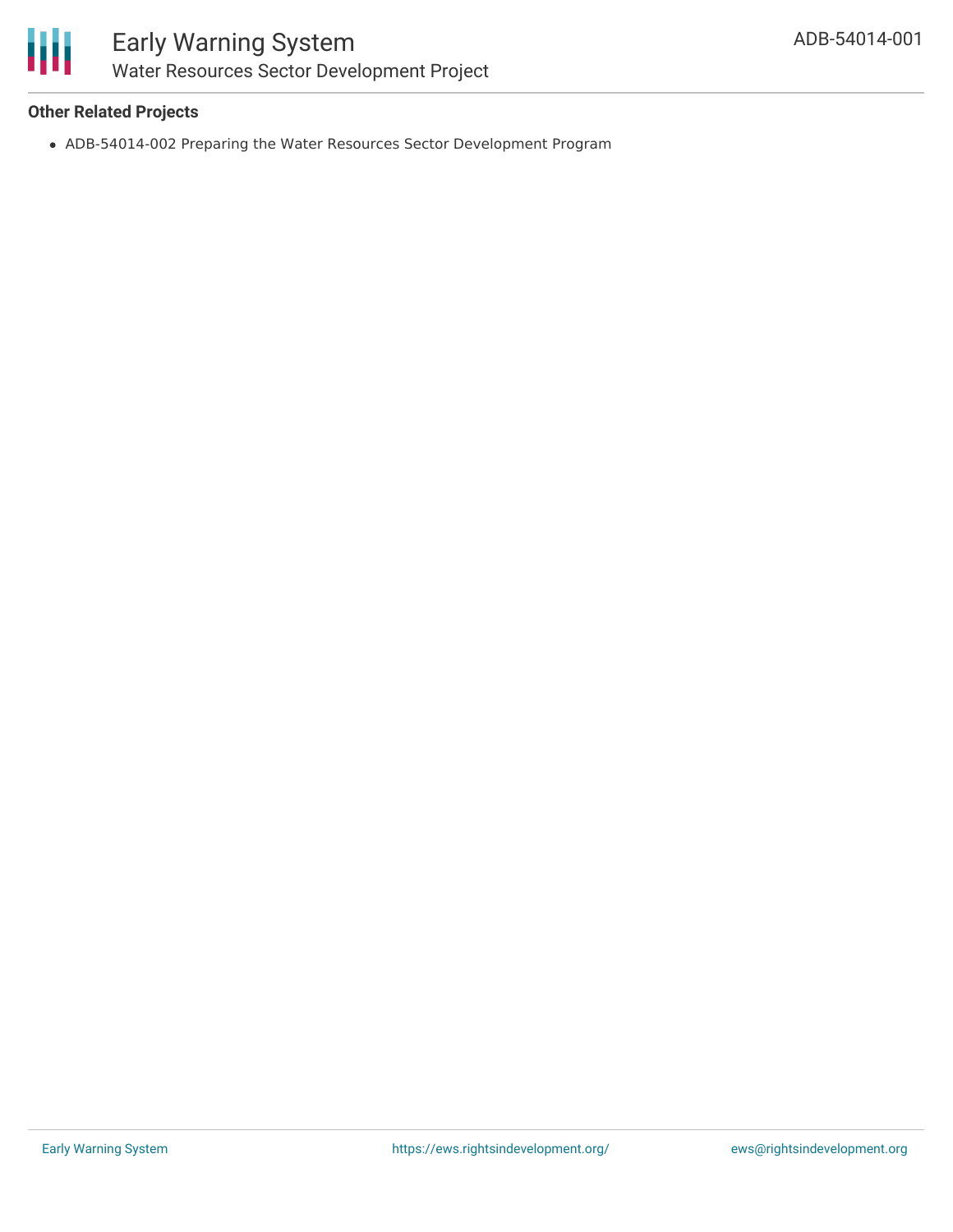**Other Related Projects**

- ADB-54014-002 Preparing the Water Resources Sector Development Program